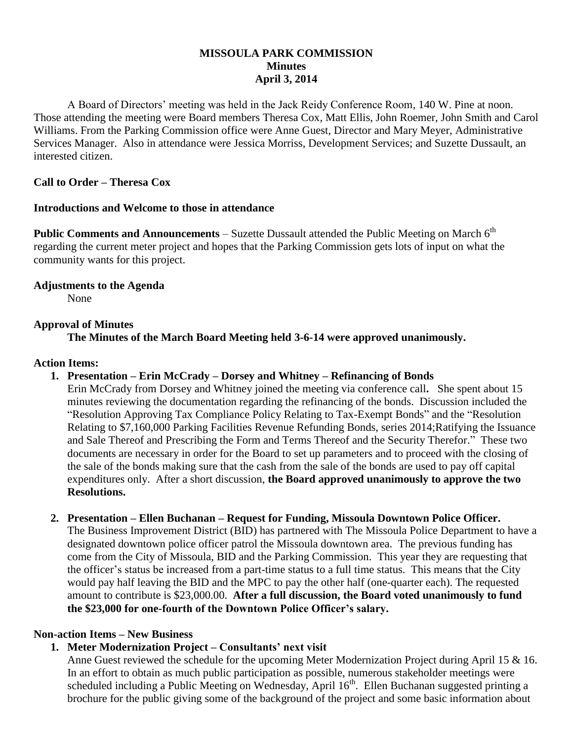# MISSOULA PARK COMMISSION
## Minutes
## April 3, 2014

A Board of Directors' meeting was held in the Jack Reidy Conference Room, 140 W. Pine at noon. Those attending the meeting were Board members Theresa Cox, Matt Ellis, John Roemer, John Smith and Carol Williams. From the Parking Commission office were Anne Guest, Director and Mary Meyer, Administrative Services Manager. Also in attendance were Jessica Morriss, Development Services; and Suzette Dussault, an interested citizen.

**Call to Order – Theresa Cox**

**Introductions and Welcome to those in attendance**

**Public Comments and Announcements** – Suzette Dussault attended the Public Meeting on March 6th regarding the current meter project and hopes that the Parking Commission gets lots of input on what the community wants for this project.

**Adjustments to the Agenda**

None

**Approval of Minutes**

**The Minutes of the March Board Meeting held 3-6-14 were approved unanimously.**

**Action Items:**

1. **Presentation – Erin McCrady – Dorsey and Whitney – Refinancing of Bonds**
   Erin McCrady from Dorsey and Whitney joined the meeting via conference call**.** She spent about 15 minutes reviewing the documentation regarding the refinancing of the bonds. Discussion included the "Resolution Approving Tax Compliance Policy Relating to Tax-Exempt Bonds" and the "Resolution Relating to $7,160,000 Parking Facilities Revenue Refunding Bonds, series 2014;Ratifying the Issuance and Sale Thereof and Prescribing the Form and Terms Thereof and the Security Therefor." These two documents are necessary in order for the Board to set up parameters and to proceed with the closing of the sale of the bonds making sure that the cash from the sale of the bonds are used to pay off capital expenditures only. After a short discussion, **the Board approved unanimously to approve the two Resolutions.**

2. **Presentation – Ellen Buchanan – Request for Funding, Missoula Downtown Police Officer.**
   The Business Improvement District (BID) has partnered with The Missoula Police Department to have a designated downtown police officer patrol the Missoula downtown area. The previous funding has come from the City of Missoula, BID and the Parking Commission. This year they are requesting that the officer's status be increased from a part-time status to a full time status. This means that the City would pay half leaving the BID and the MPC to pay the other half (one-quarter each). The requested amount to contribute is $23,000.00. **After a full discussion, the Board voted unanimously to fund the $23,000 for one-fourth of the Downtown Police Officer's salary.**

**Non-action Items – New Business**

1. **Meter Modernization Project – Consultants' next visit**
   Anne Guest reviewed the schedule for the upcoming Meter Modernization Project during April 15 & 16. In an effort to obtain as much public participation as possible, numerous stakeholder meetings were scheduled including a Public Meeting on Wednesday, April 16th. Ellen Buchanan suggested printing a brochure for the public giving some of the background of the project and some basic information about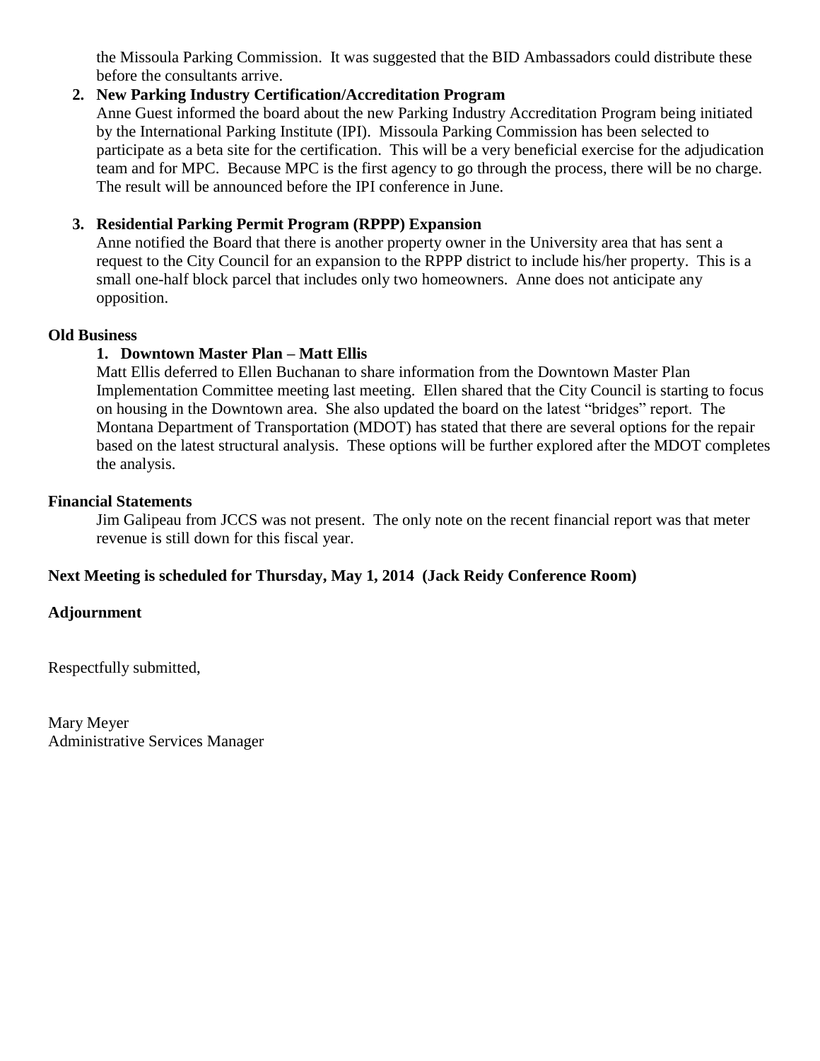the Missoula Parking Commission. It was suggested that the BID Ambassadors could distribute these before the consultants arrive.

2. **New Parking Industry Certification/Accreditation Program**

   Anne Guest informed the board about the new Parking Industry Accreditation Program being initiated by the International Parking Institute (IPI). Missoula Parking Commission has been selected to participate as a beta site for the certification. This will be a very beneficial exercise for the adjudication team and for MPC. Because MPC is the first agency to go through the process, there will be no charge. The result will be announced before the IPI conference in June.

3. **Residential Parking Permit Program (RPPP) Expansion**

   Anne notified the Board that there is another property owner in the University area that has sent a request to the City Council for an expansion to the RPPP district to include his/her property. This is a small one-half block parcel that includes only two homeowners. Anne does not anticipate any opposition.

**Old Business**

1. **Downtown Master Plan – Matt Ellis**

   Matt Ellis deferred to Ellen Buchanan to share information from the Downtown Master Plan Implementation Committee meeting last meeting. Ellen shared that the City Council is starting to focus on housing in the Downtown area. She also updated the board on the latest "bridges" report. The Montana Department of Transportation (MDOT) has stated that there are several options for the repair based on the latest structural analysis. These options will be further explored after the MDOT completes the analysis.

**Financial Statements**

Jim Galipeau from JCCS was not present. The only note on the recent financial report was that meter revenue is still down for this fiscal year.

**Next Meeting is scheduled for Thursday, May 1, 2014 (Jack Reidy Conference Room)**

**Adjournment**

Respectfully submitted,

Mary Meyer
Administrative Services Manager